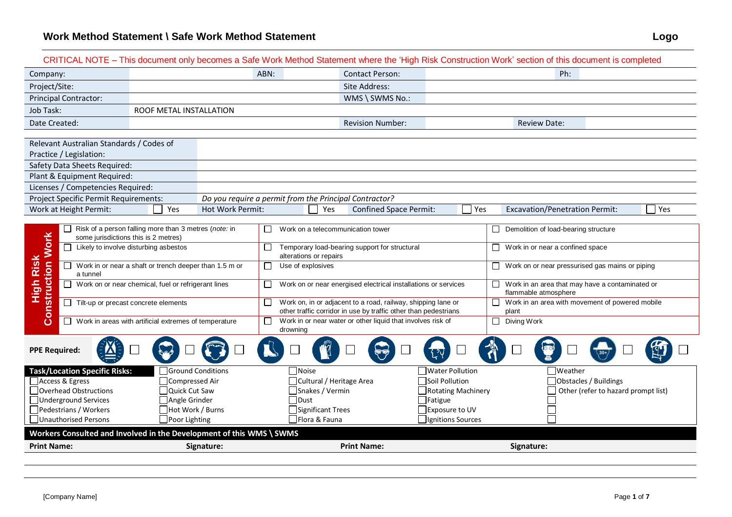# Work Method Statement \ Safe Work Method Statement

**Logo**

CRITICAL NOTE – This document only becomes a Safe Work Method Statement where the 'High Risk Construction Work' section of this document is completed

| | | | | | | | |
|---|---|---|---|---|---|---|---|
| Company: | | ABN: | | Contact Person: | | Ph: | |
| Project/Site: | | | | Site Address: | | | |
| Principal Contractor: | | | | WMS \ SWMS No.: | | | |
| Job Task: | ROOF METAL INSTALLATION | | | | | | |
| Date Created: | | | | Revision Number: | | Review Date: | |

| | | | | | | | | |
|---|---|---|---|---|---|---|---|---|
| Relevant Australian Standards / Codes of Practice / Legislation: | | | | | | | | |
| Safety Data Sheets Required: | | | | | | | | |
| Plant & Equipment Required: | | | | | | | | |
| Licenses / Competencies Required: | | | | | | | | |
| Project Specific Permit Requirements: | *Do you require a permit from the Principal Contractor?* | | | | | | | |
| Work at Height Permit: | ☐ Yes | Hot Work Permit: | ☐ Yes | Confined Space Permit: | ☐ Yes | Excavation/Penetration Permit: | ☐ Yes | |

## High Risk Construction Work

| | | |
|---|---|---|
| ☐ Risk of a person falling more than 3 metres (*note:* in some jurisdictions this is 2 metres) | ☐ Work on a telecommunication tower | ☐ Demolition of load-bearing structure |
| ☐ Likely to involve disturbing asbestos | ☐ Temporary load-bearing support for structural alterations or repairs | ☐ Work in or near a confined space |
| ☐ Work in or near a shaft or trench deeper than 1.5 m or a tunnel | ☐ Use of explosives | ☐ Work on or near pressurised gas mains or piping |
| ☐ Work on or near chemical, fuel or refrigerant lines | ☐ Work on or near energised electrical installations or services | ☐ Work in an area that may have a contaminated or flammable atmosphere |
| ☐ Tilt-up or precast concrete elements | ☐ Work on, in or adjacent to a road, railway, shipping lane or other traffic corridor in use by traffic other than pedestrians | ☐ Work in an area with movement of powered mobile plant |
| ☐ Work in areas with artificial extremes of temperature | ☐ Work in or near water or other liquid that involves risk of drowning | ☐ Diving Work |

**PPE Required:** ☐ ☐ ☐ ☐ ☐ ☐ ☐ ☐ ☐ ☐ ☐

| **Task/Location Specific Risks:** | | | | |
|---|---|---|---|---|
| ☐ Access & Egress | ☐ Ground Conditions | ☐ Noise | ☐ Water Pollution | ☐ Weather |
| ☐ Overhead Obstructions | ☐ Compressed Air | ☐ Cultural / Heritage Area | ☐ Soil Pollution | ☐ Obstacles / Buildings |
| ☐ Underground Services | ☐ Quick Cut Saw | ☐ Snakes / Vermin | ☐ Rotating Machinery | ☐ Other (refer to hazard prompt list) |
| ☐ Pedestrians / Workers | ☐ Angle Grinder | ☐ Dust | ☐ Fatigue | ☐ |
| ☐ Unauthorised Persons | ☐ Hot Work / Burns | ☐ Significant Trees | ☐ Exposure to UV | ☐ |
| | ☐ Poor Lighting | ☐ Flora & Fauna | ☐ Ignitions Sources | ☐ |

## Workers Consulted and Involved in the Development of this WMS \ SWMS

| **Print Name:** | **Signature:** | **Print Name:** | **Signature:** |
|---|---|---|---|
| | | | |
| | | | |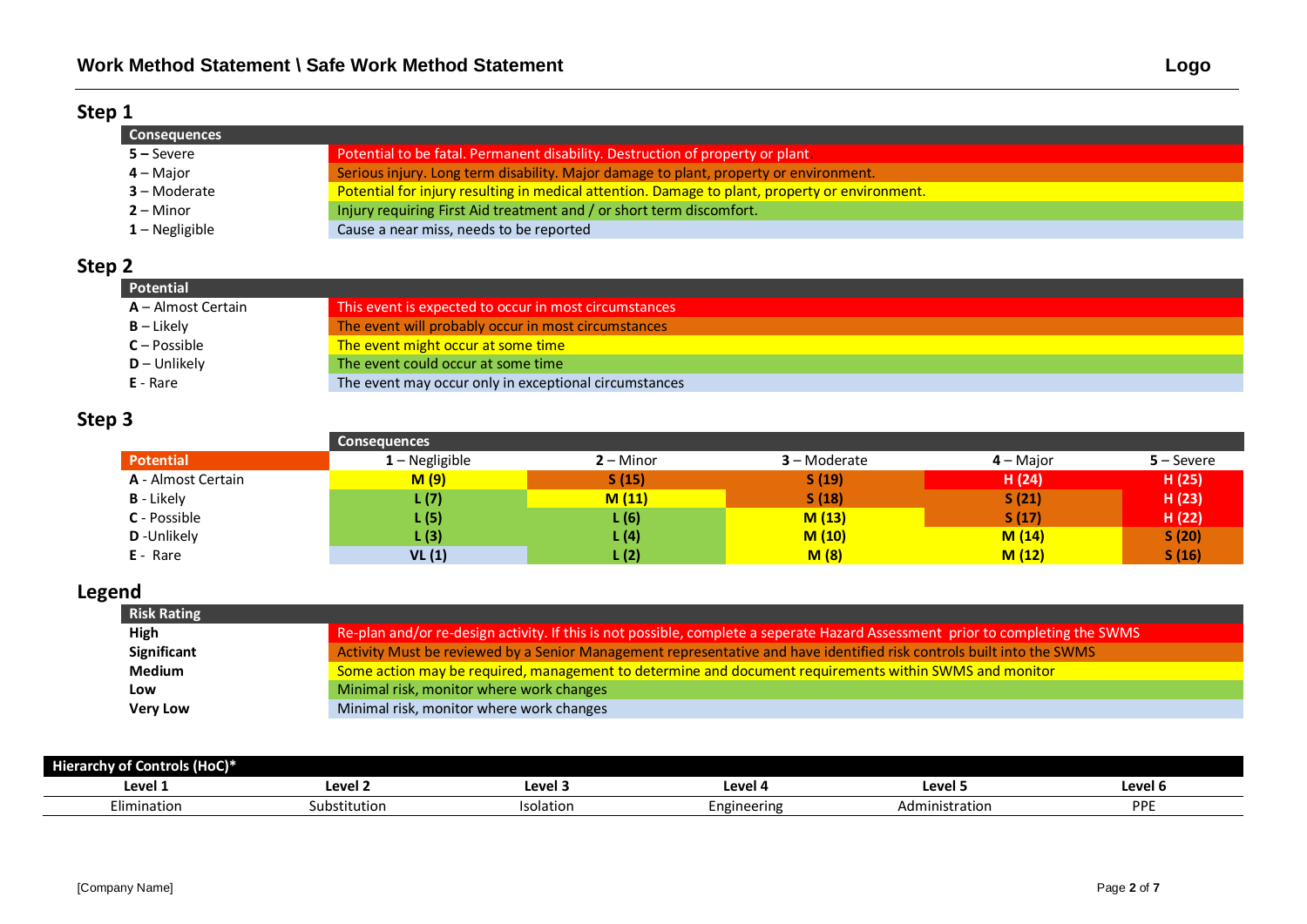## Step 1

| Consequences | |
|---|---|
| **5 –** Severe | Potential to be fatal. Permanent disability. Destruction of property or plant |
| **4** – Major | Serious injury. Long term disability. Major damage to plant, property or environment. |
| **3** – Moderate | Potential for injury resulting in medical attention. Damage to plant, property or environment. |
| **2** – Minor | Injury requiring First Aid treatment and / or short term discomfort. |
| **1** – Negligible | Cause a near miss, needs to be reported |

## Step 2

| Potential | |
|---|---|
| **A** – Almost Certain | This event is expected to occur in most circumstances |
| **B** – Likely | The event will probably occur in most circumstances |
| **C** – Possible | The event might occur at some time |
| **D** – Unlikely | The event could occur at some time |
| **E** - Rare | The event may occur only in exceptional circumstances |

## Step 3

| | Consequences | | | | |
|---|---|---|---|---|---|
| **Potential** | **1** – Negligible | **2** – Minor | **3** – Moderate | **4** – Major | **5** – Severe |
| **A** - Almost Certain | **M (9)** | **S (15)** | **S (19)** | **H (24)** | **H (25)** |
| **B** - Likely | **L (7)** | **M (11)** | **S (18)** | **S (21)** | **H (23)** |
| **C** - Possible | **L (5)** | **L (6)** | **M (13)** | **S (17)** | **H (22)** |
| **D** -Unlikely | **L (3)** | **L (4)** | **M (10)** | **M (14)** | **S (20)** |
| **E** - Rare | **VL (1)** | **L (2)** | **M (8)** | **M (12)** | **S (16)** |

## Legend

| Risk Rating | |
|---|---|
| **High** | Re-plan and/or re-design activity. If this is not possible, complete a seperate Hazard Assessment prior to completing the SWMS |
| **Significant** | Activity Must be reviewed by a Senior Management representative and have identified risk controls built into the SWMS |
| **Medium** | Some action may be required, management to determine and document requirements within SWMS and monitor |
| **Low** | Minimal risk, monitor where work changes |
| **Very Low** | Minimal risk, monitor where work changes |

| Hierarchy of Controls (HoC)* | | | | | |
|---|---|---|---|---|---|
| **Level 1** | **Level 2** | **Level 3** | **Level 4** | **Level 5** | **Level 6** |
| Elimination | Substitution | Isolation | Engineering | Administration | PPE |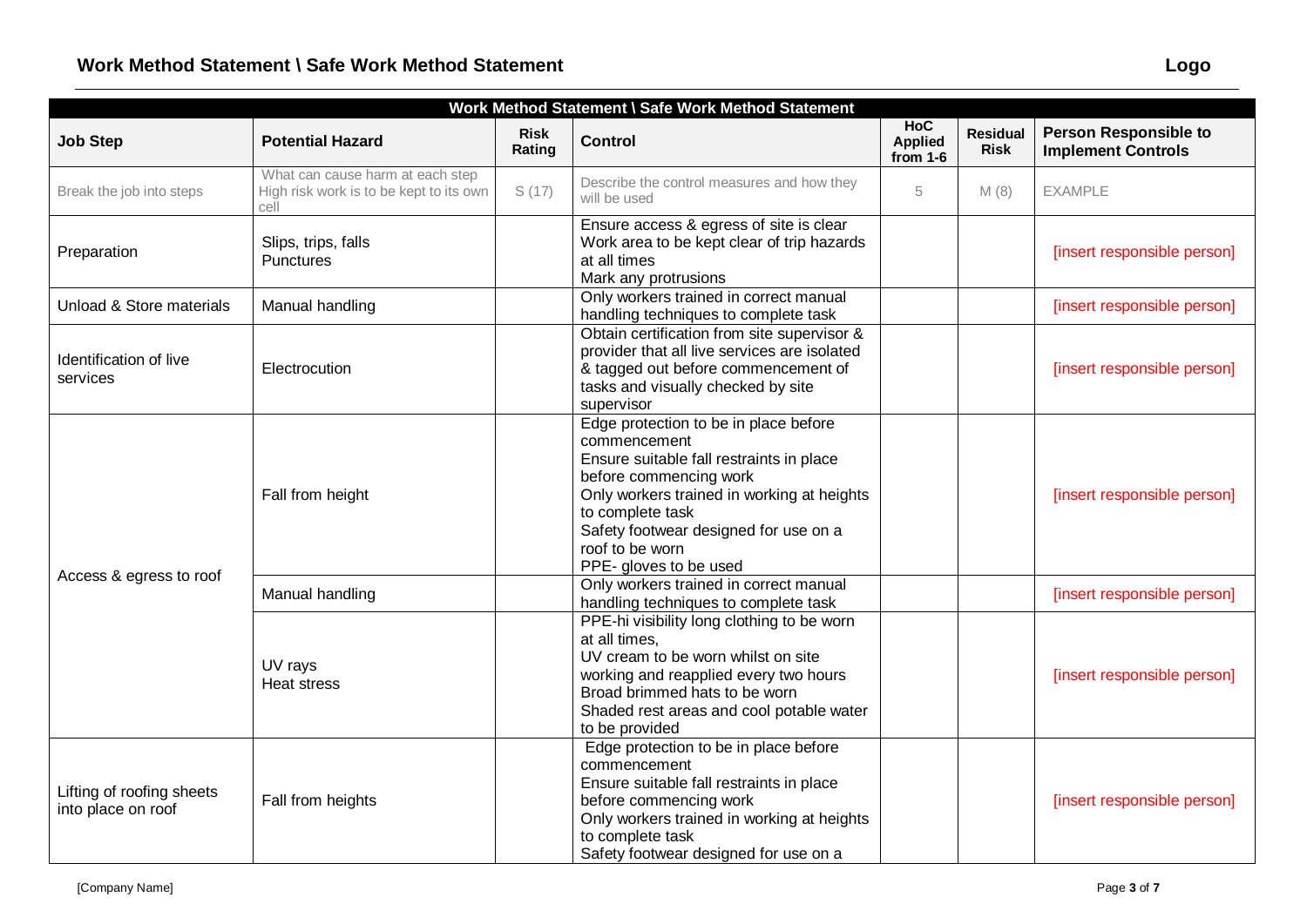| Work Method Statement \ Safe Work Method Statement | | | | | | |
|---|---|---|---|---|---|---|
| **Job Step** | **Potential Hazard** | **Risk Rating** | **Control** | **HoC Applied from 1-6** | **Residual Risk** | **Person Responsible to Implement Controls** |
| Break the job into steps | What can cause harm at each step High risk work is to be kept to its own cell | S (17) | Describe the control measures and how they will be used | 5 | M (8) | EXAMPLE |
| Preparation | Slips, trips, falls<br>Punctures | | Ensure access & egress of site is clear<br>Work area to be kept clear of trip hazards at all times<br>Mark any protrusions | | | [insert responsible person] |
| Unload & Store materials | Manual handling | | Only workers trained in correct manual handling techniques to complete task | | | [insert responsible person] |
| Identification of live services | Electrocution | | Obtain certification from site supervisor & provider that all live services are isolated & tagged out before commencement of tasks and visually checked by site supervisor | | | [insert responsible person] |
| Access & egress to roof | Fall from height | | Edge protection to be in place before commencement<br>Ensure suitable fall restraints in place before commencing work<br>Only workers trained in working at heights to complete task<br>Safety footwear designed for use on a roof to be worn<br>PPE- gloves to be used | | | [insert responsible person] |
| | Manual handling | | Only workers trained in correct manual handling techniques to complete task | | | [insert responsible person] |
| | UV rays<br>Heat stress | | PPE-hi visibility long clothing to be worn at all times,<br>UV cream to be worn whilst on site working and reapplied every two hours<br>Broad brimmed hats to be worn<br>Shaded rest areas and cool potable water to be provided | | | [insert responsible person] |
| Lifting of roofing sheets into place on roof | Fall from heights | | Edge protection to be in place before commencement<br>Ensure suitable fall restraints in place before commencing work<br>Only workers trained in working at heights to complete task<br>Safety footwear designed for use on a | | | [insert responsible person] |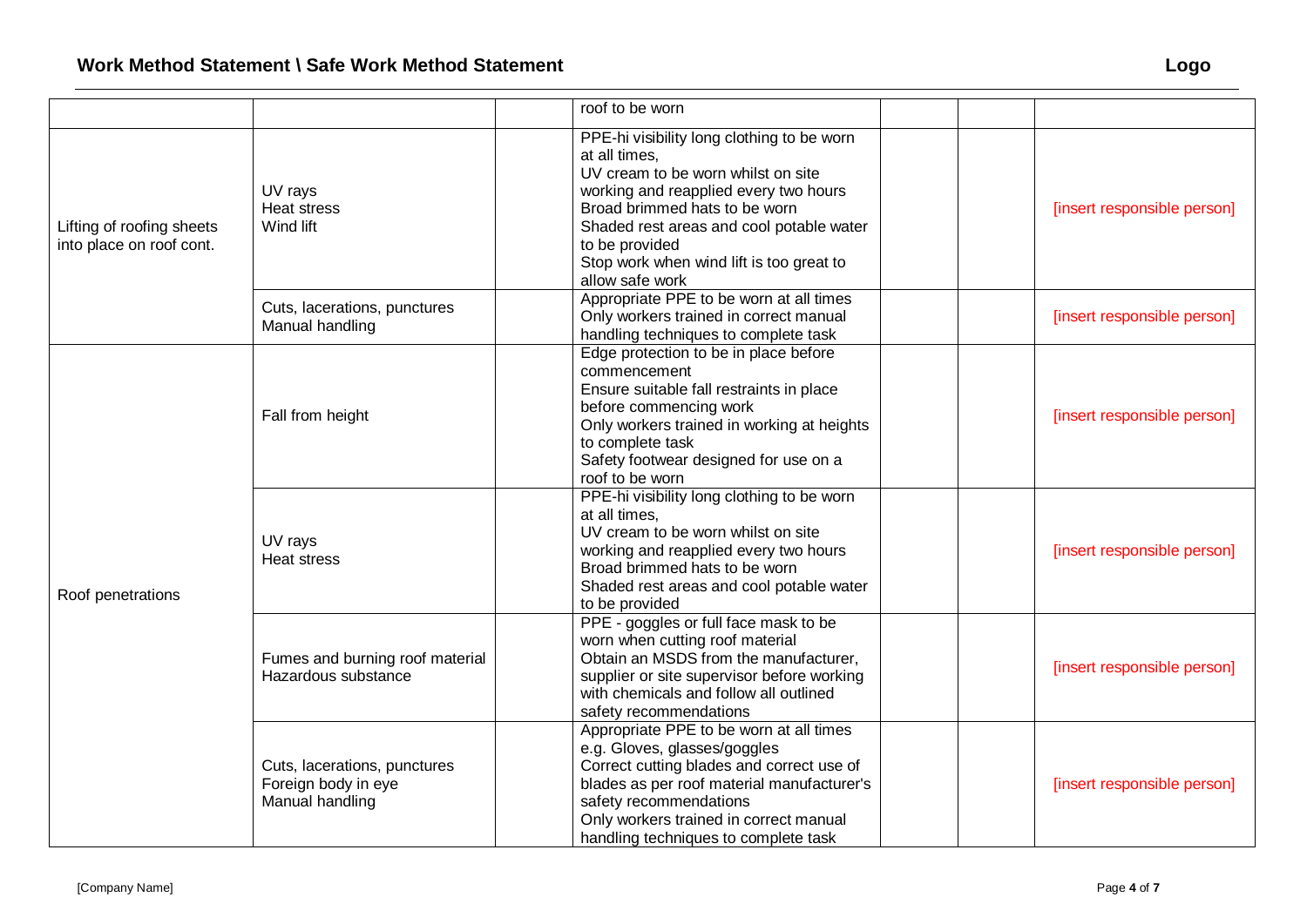| | | | | | | |
|---|---|---|---|---|---|---|
| | | | roof to be worn | | | |
| Lifting of roofing sheets into place on roof cont. | UV rays<br>Heat stress<br>Wind lift | | PPE-hi visibility long clothing to be worn at all times,<br>UV cream to be worn whilst on site working and reapplied every two hours<br>Broad brimmed hats to be worn<br>Shaded rest areas and cool potable water to be provided<br>Stop work when wind lift is too great to allow safe work | | | [insert responsible person] |
| | Cuts, lacerations, punctures<br>Manual handling | | Appropriate PPE to be worn at all times<br>Only workers trained in correct manual handling techniques to complete task | | | [insert responsible person] |
| Roof penetrations | Fall from height | | Edge protection to be in place before commencement<br>Ensure suitable fall restraints in place before commencing work<br>Only workers trained in working at heights to complete task<br>Safety footwear designed for use on a roof to be worn | | | [insert responsible person] |
| | UV rays<br>Heat stress | | PPE-hi visibility long clothing to be worn at all times,<br>UV cream to be worn whilst on site working and reapplied every two hours<br>Broad brimmed hats to be worn<br>Shaded rest areas and cool potable water to be provided | | | [insert responsible person] |
| | Fumes and burning roof material<br>Hazardous substance | | PPE - goggles or full face mask to be worn when cutting roof material<br>Obtain an MSDS from the manufacturer, supplier or site supervisor before working with chemicals and follow all outlined safety recommendations | | | [insert responsible person] |
| | Cuts, lacerations, punctures<br>Foreign body in eye<br>Manual handling | | Appropriate PPE to be worn at all times e.g. Gloves, glasses/goggles<br>Correct cutting blades and correct use of blades as per roof material manufacturer's safety recommendations<br>Only workers trained in correct manual handling techniques to complete task | | | [insert responsible person] |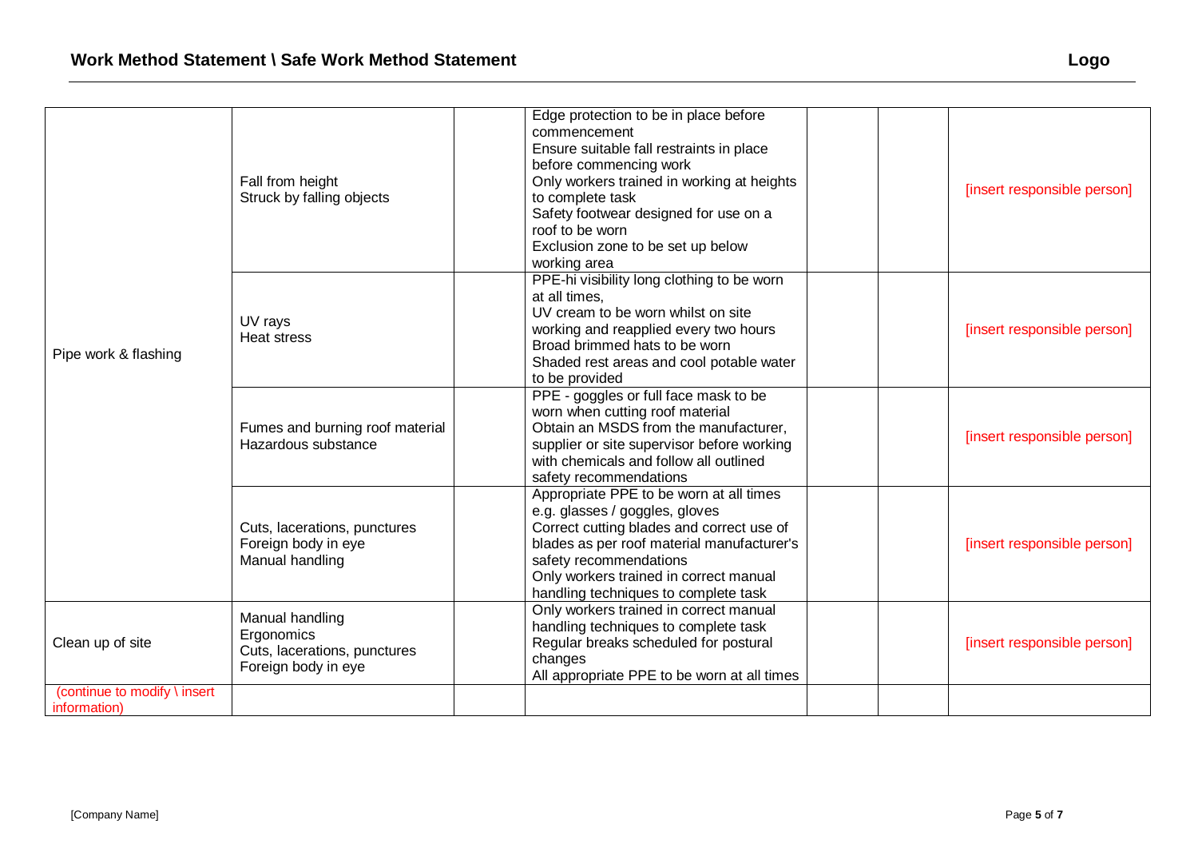| | | | | | | |
|---|---|---|---|---|---|---|
| Pipe work & flashing | Fall from height<br>Struck by falling objects | | Edge protection to be in place before commencement<br>Ensure suitable fall restraints in place before commencing work<br>Only workers trained in working at heights to complete task<br>Safety footwear designed for use on a roof to be worn<br>Exclusion zone to be set up below working area | | | [insert responsible person] |
| | UV rays<br>Heat stress | | PPE-hi visibility long clothing to be worn at all times,<br>UV cream to be worn whilst on site working and reapplied every two hours<br>Broad brimmed hats to be worn<br>Shaded rest areas and cool potable water to be provided | | | [insert responsible person] |
| | Fumes and burning roof material<br>Hazardous substance | | PPE - goggles or full face mask to be worn when cutting roof material<br>Obtain an MSDS from the manufacturer, supplier or site supervisor before working with chemicals and follow all outlined safety recommendations | | | [insert responsible person] |
| | Cuts, lacerations, punctures<br>Foreign body in eye<br>Manual handling | | Appropriate PPE to be worn at all times e.g. glasses / goggles, gloves<br>Correct cutting blades and correct use of blades as per roof material manufacturer's safety recommendations<br>Only workers trained in correct manual handling techniques to complete task | | | [insert responsible person] |
| Clean up of site | Manual handling<br>Ergonomics<br>Cuts, lacerations, punctures<br>Foreign body in eye | | Only workers trained in correct manual handling techniques to complete task<br>Regular breaks scheduled for postural changes<br>All appropriate PPE to be worn at all times | | | [insert responsible person] |
| (continue to modify \ insert information) | | | | | | |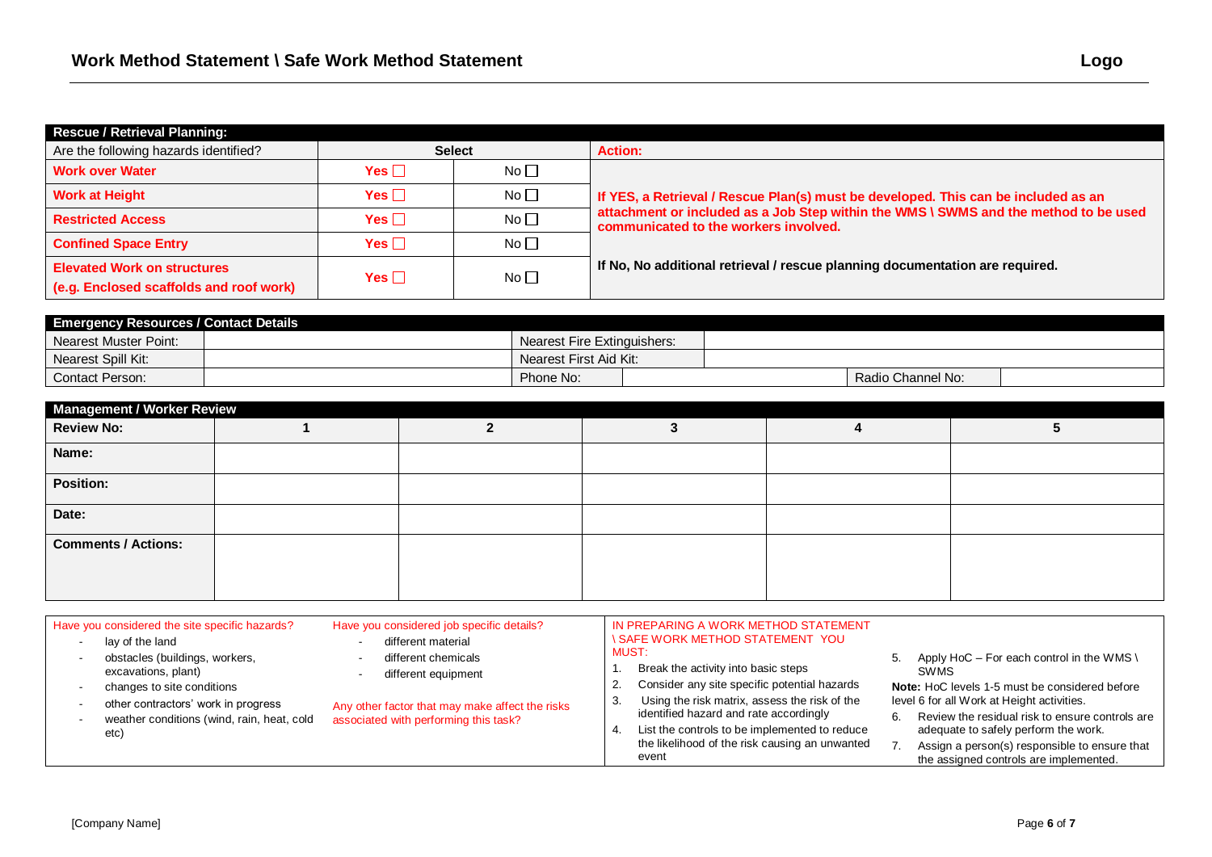# Work Method Statement \ Safe Work Method Statement

Logo

| Rescue / Retrieval Planning: | | | |
|---|---|---|---|
| Are the following hazards identified? | Select | | Action: |
| **Work over Water** | Yes ☐ | No ☐ | **If YES, a Retrieval / Rescue Plan(s) must be developed. This can be included as an attachment or included as a Job Step within the WMS \ SWMS and the method to be used communicated to the workers involved.** |
| **Work at Height** | Yes ☐ | No ☐ | |
| **Restricted Access** | Yes ☐ | No ☐ | |
| **Confined Space Entry** | Yes ☐ | No ☐ | |
| **Elevated Work on structures (e.g. Enclosed scaffolds and roof work)** | Yes ☐ | No ☐ | **If No, No additional retrieval / rescue planning documentation are required.** |

| Emergency Resources / Contact Details | | | | | |
|---|---|---|---|---|---|
| Nearest Muster Point: | | Nearest Fire Extinguishers: | | | |
| Nearest Spill Kit: | | Nearest First Aid Kit: | | | |
| Contact Person: | | Phone No: | | Radio Channel No: | |

| Management / Worker Review | | | | | |
|---|---|---|---|---|---|
| **Review No:** | **1** | **2** | **3** | **4** | **5** |
| **Name:** | | | | | |
| **Position:** | | | | | |
| **Date:** | | | | | |
| **Comments / Actions:** | | | | | |

Have you considered the site specific hazards?

- lay of the land
- obstacles (buildings, workers, excavations, plant)
- changes to site conditions
- other contractors' work in progress
- weather conditions (wind, rain, heat, cold etc)

Have you considered job specific details?

- different material
- different chemicals
- different equipment

Any other factor that may make affect the risks associated with performing this task?

IN PREPARING A WORK METHOD STATEMENT \ SAFE WORK METHOD STATEMENT YOU MUST:

1. Break the activity into basic steps
2. Consider any site specific potential hazards
3. Using the risk matrix, assess the risk of the identified hazard and rate accordingly
4. List the controls to be implemented to reduce the likelihood of the risk causing an unwanted event
5. Apply HoC – For each control in the WMS \ SWMS

**Note:** HoC levels 1-5 must be considered before level 6 for all Work at Height activities.

6. Review the residual risk to ensure controls are adequate to safely perform the work.
7. Assign a person(s) responsible to ensure that the assigned controls are implemented.

[Company Name]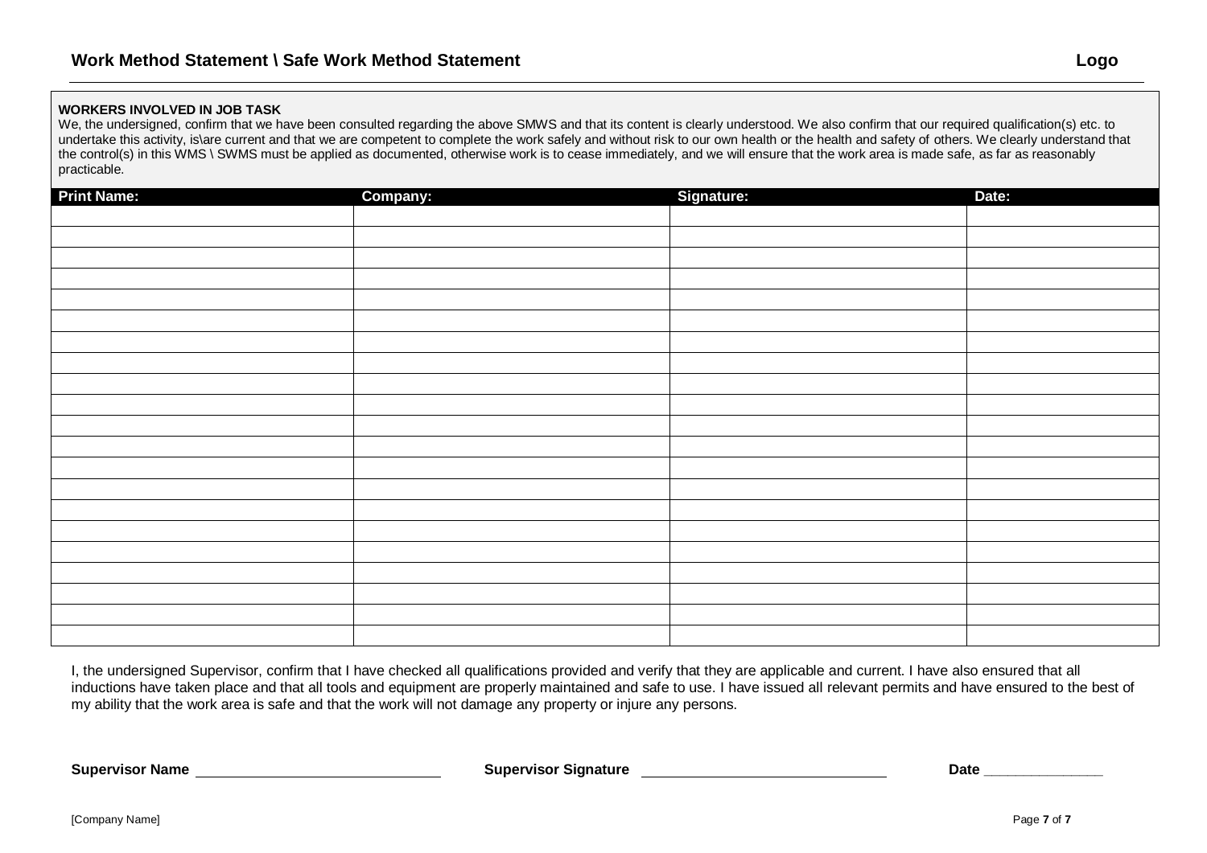**WORKERS INVOLVED IN JOB TASK**

We, the undersigned, confirm that we have been consulted regarding the above SMWS and that its content is clearly understood. We also confirm that our required qualification(s) etc. to undertake this activity, is\are current and that we are competent to complete the work safely and without risk to our own health or the health and safety of others. We clearly understand that the control(s) in this WMS \ SWMS must be applied as documented, otherwise work is to cease immediately, and we will ensure that the work area is made safe, as far as reasonably practicable.

| Print Name: | Company: | Signature: | Date: |
|---|---|---|---|
| | | | |
| | | | |
| | | | |
| | | | |
| | | | |
| | | | |
| | | | |
| | | | |
| | | | |
| | | | |
| | | | |
| | | | |
| | | | |
| | | | |
| | | | |
| | | | |
| | | | |
| | | | |
| | | | |
| | | | |
| | | | |
| | | | |

I, the undersigned Supervisor, confirm that I have checked all qualifications provided and verify that they are applicable and current. I have also ensured that all inductions have taken place and that all tools and equipment are properly maintained and safe to use. I have issued all relevant permits and have ensured to the best of my ability that the work area is safe and that the work will not damage any property or injure any persons.

**Supervisor Name** ______________________________ **Supervisor Signature** ______________________________ **Date** _______________